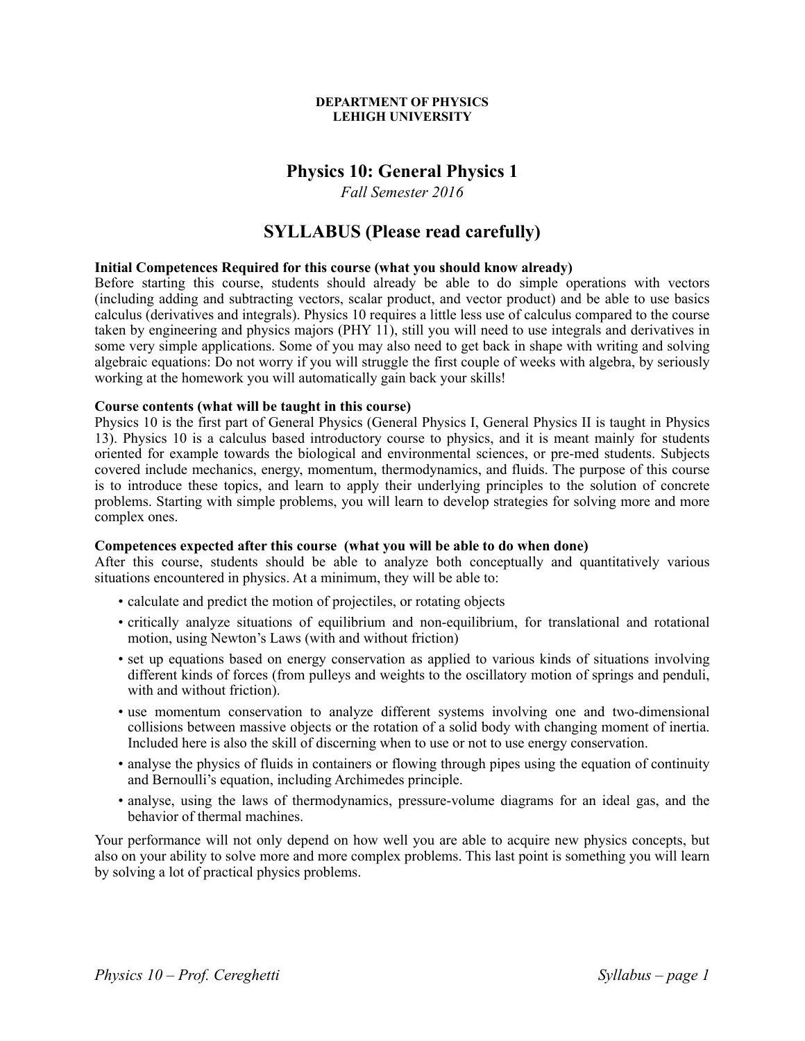**DEPARTMENT OF PHYSICS**
**LEHIGH UNIVERSITY**

# Physics 10: General Physics 1

*Fall Semester 2016*

## SYLLABUS (Please read carefully)

**Initial Competences Required for this course (what you should know already)**
Before starting this course, students should already be able to do simple operations with vectors (including adding and subtracting vectors, scalar product, and vector product) and be able to use basics calculus (derivatives and integrals). Physics 10 requires a little less use of calculus compared to the course taken by engineering and physics majors (PHY 11), still you will need to use integrals and derivatives in some very simple applications. Some of you may also need to get back in shape with writing and solving algebraic equations: Do not worry if you will struggle the first couple of weeks with algebra, by seriously working at the homework you will automatically gain back your skills!

**Course contents (what will be taught in this course)**
Physics 10 is the first part of General Physics (General Physics I, General Physics II is taught in Physics 13). Physics 10 is a calculus based introductory course to physics, and it is meant mainly for students oriented for example towards the biological and environmental sciences, or pre-med students. Subjects covered include mechanics, energy, momentum, thermodynamics, and fluids. The purpose of this course is to introduce these topics, and learn to apply their underlying principles to the solution of concrete problems. Starting with simple problems, you will learn to develop strategies for solving more and more complex ones.

**Competences expected after this course (what you will be able to do when done)**
After this course, students should be able to analyze both conceptually and quantitatively various situations encountered in physics. At a minimum, they will be able to:

- calculate and predict the motion of projectiles, or rotating objects
- critically analyze situations of equilibrium and non-equilibrium, for translational and rotational motion, using Newton's Laws (with and without friction)
- set up equations based on energy conservation as applied to various kinds of situations involving different kinds of forces (from pulleys and weights to the oscillatory motion of springs and penduli, with and without friction).
- use momentum conservation to analyze different systems involving one and two-dimensional collisions between massive objects or the rotation of a solid body with changing moment of inertia. Included here is also the skill of discerning when to use or not to use energy conservation.
- analyse the physics of fluids in containers or flowing through pipes using the equation of continuity and Bernoulli's equation, including Archimedes principle.
- analyse, using the laws of thermodynamics, pressure-volume diagrams for an ideal gas, and the behavior of thermal machines.

Your performance will not only depend on how well you are able to acquire new physics concepts, but also on your ability to solve more and more complex problems. This last point is something you will learn by solving a lot of practical physics problems.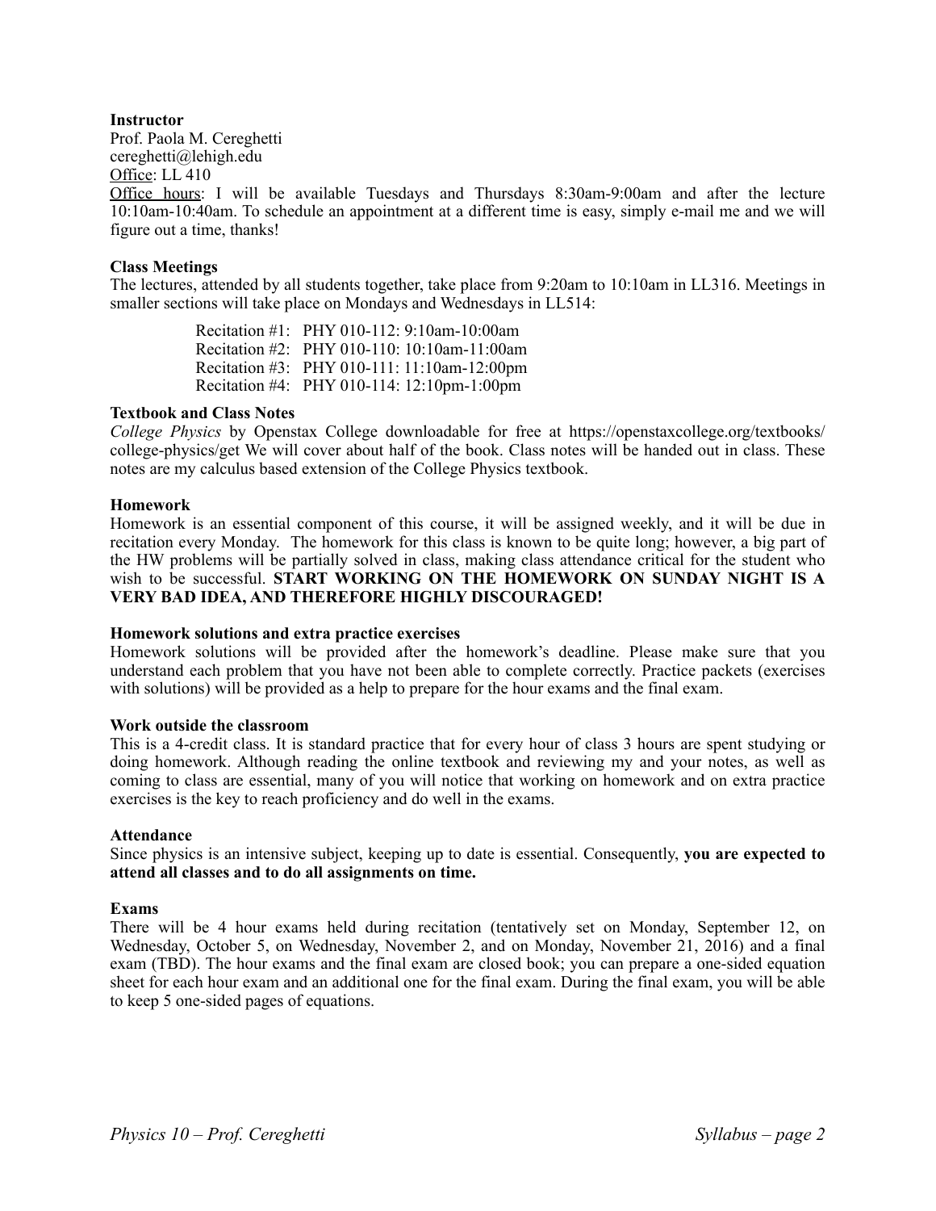**Instructor**
Prof. Paola M. Cereghetti
cereghetti@lehigh.edu
Office: LL 410
Office hours: I will be available Tuesdays and Thursdays 8:30am-9:00am and after the lecture 10:10am-10:40am. To schedule an appointment at a different time is easy, simply e-mail me and we will figure out a time, thanks!

**Class Meetings**
The lectures, attended by all students together, take place from 9:20am to 10:10am in LL316. Meetings in smaller sections will take place on Mondays and Wednesdays in LL514:

Recitation #1: PHY 010-112: 9:10am-10:00am
Recitation #2: PHY 010-110: 10:10am-11:00am
Recitation #3: PHY 010-111: 11:10am-12:00pm
Recitation #4: PHY 010-114: 12:10pm-1:00pm

**Textbook and Class Notes**
*College Physics* by Openstax College downloadable for free at https://openstaxcollege.org/textbooks/college-physics/get We will cover about half of the book. Class notes will be handed out in class. These notes are my calculus based extension of the College Physics textbook.

**Homework**
Homework is an essential component of this course, it will be assigned weekly, and it will be due in recitation every Monday. The homework for this class is known to be quite long; however, a big part of the HW problems will be partially solved in class, making class attendance critical for the student who wish to be successful. **START WORKING ON THE HOMEWORK ON SUNDAY NIGHT IS A VERY BAD IDEA, AND THEREFORE HIGHLY DISCOURAGED!**

**Homework solutions and extra practice exercises**
Homework solutions will be provided after the homework's deadline. Please make sure that you understand each problem that you have not been able to complete correctly. Practice packets (exercises with solutions) will be provided as a help to prepare for the hour exams and the final exam.

**Work outside the classroom**
This is a 4-credit class. It is standard practice that for every hour of class 3 hours are spent studying or doing homework. Although reading the online textbook and reviewing my and your notes, as well as coming to class are essential, many of you will notice that working on homework and on extra practice exercises is the key to reach proficiency and do well in the exams.

**Attendance**
Since physics is an intensive subject, keeping up to date is essential. Consequently, **you are expected to attend all classes and to do all assignments on time.**

**Exams**
There will be 4 hour exams held during recitation (tentatively set on Monday, September 12, on Wednesday, October 5, on Wednesday, November 2, and on Monday, November 21, 2016) and a final exam (TBD). The hour exams and the final exam are closed book; you can prepare a one-sided equation sheet for each hour exam and an additional one for the final exam. During the final exam, you will be able to keep 5 one-sided pages of equations.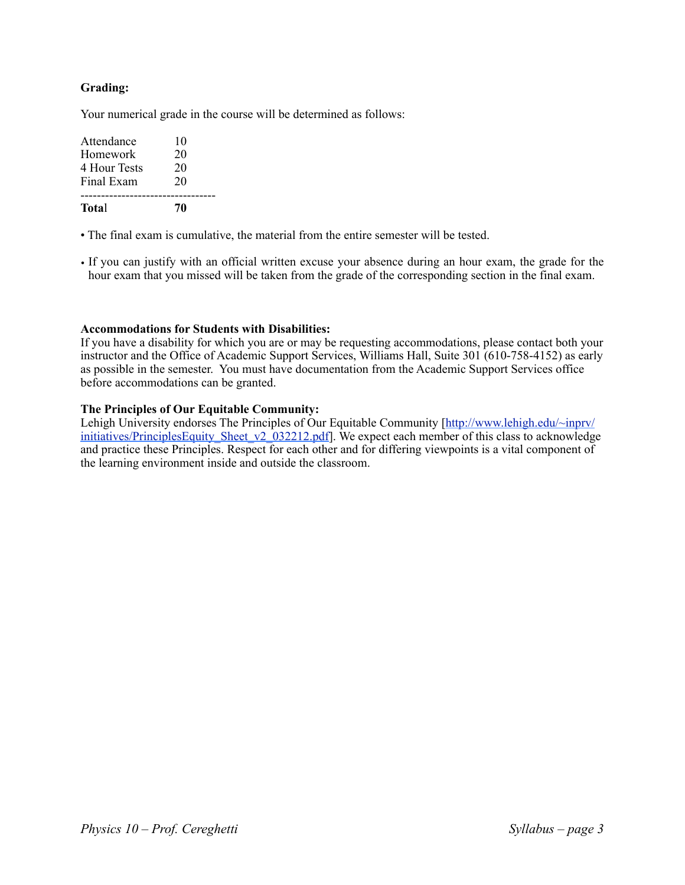**Grading:**

Your numerical grade in the course will be determined as follows:

| | |
|---|---|
| Attendance | 10 |
| Homework | 20 |
| 4 Hour Tests | 20 |
| Final Exam | 20 |
| **Total** | **70** |

- The final exam is cumulative, the material from the entire semester will be tested.
- If you can justify with an official written excuse your absence during an hour exam, the grade for the hour exam that you missed will be taken from the grade of the corresponding section in the final exam.

**Accommodations for Students with Disabilities:**
If you have a disability for which you are or may be requesting accommodations, please contact both your instructor and the Office of Academic Support Services, Williams Hall, Suite 301 (610-758-4152) as early as possible in the semester. You must have documentation from the Academic Support Services office before accommodations can be granted.

**The Principles of Our Equitable Community:**
Lehigh University endorses The Principles of Our Equitable Community [http://www.lehigh.edu/~inprv/initiatives/PrinciplesEquity_Sheet_v2_032212.pdf]. We expect each member of this class to acknowledge and practice these Principles. Respect for each other and for differing viewpoints is a vital component of the learning environment inside and outside the classroom.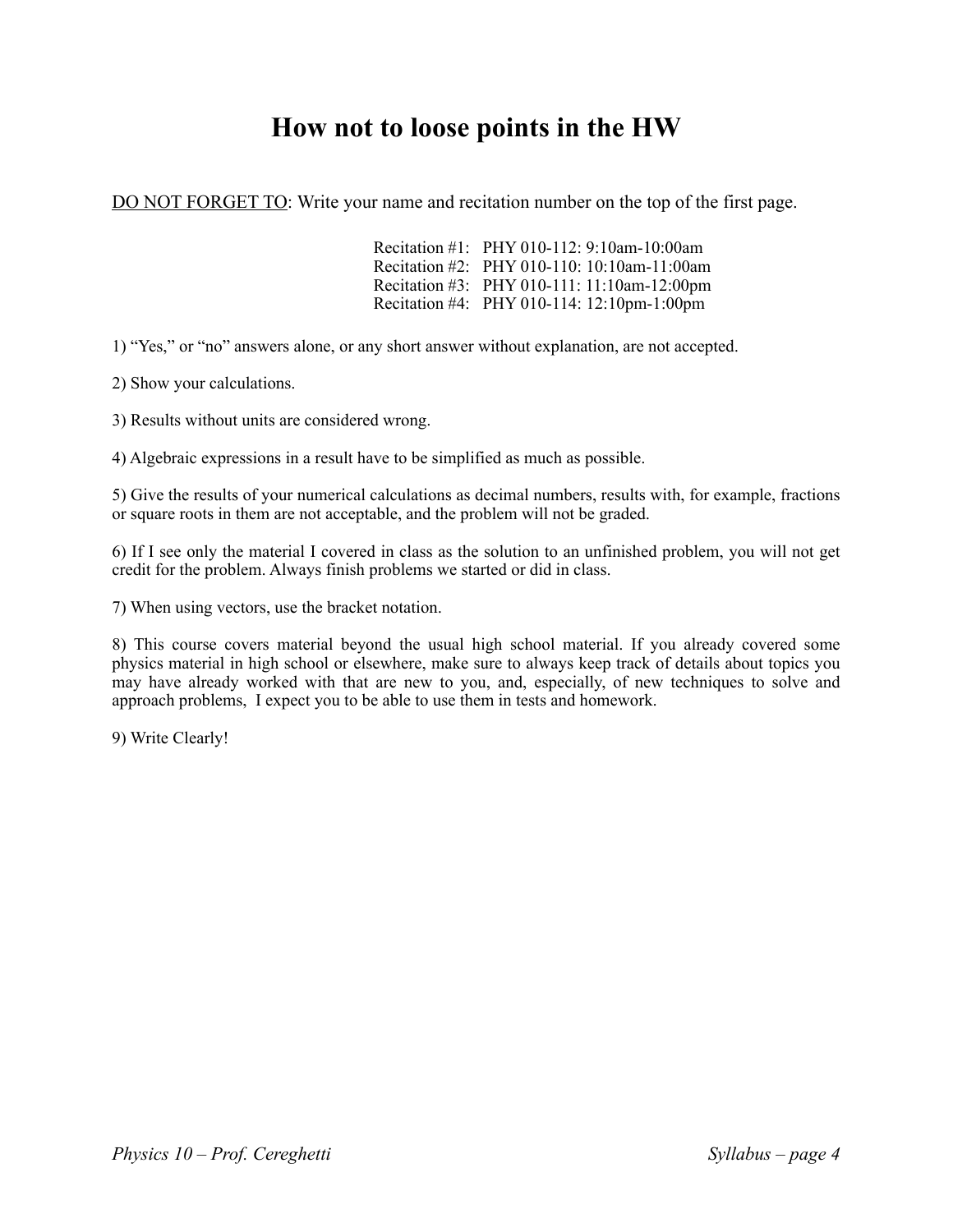# How not to loose points in the HW

DO NOT FORGET TO: Write your name and recitation number on the top of the first page.

Recitation #1: PHY 010-112: 9:10am-10:00am
Recitation #2: PHY 010-110: 10:10am-11:00am
Recitation #3: PHY 010-111: 11:10am-12:00pm
Recitation #4: PHY 010-114: 12:10pm-1:00pm

1) "Yes," or "no" answers alone, or any short answer without explanation, are not accepted.

2) Show your calculations.

3) Results without units are considered wrong.

4) Algebraic expressions in a result have to be simplified as much as possible.

5) Give the results of your numerical calculations as decimal numbers, results with, for example, fractions or square roots in them are not acceptable, and the problem will not be graded.

6) If I see only the material I covered in class as the solution to an unfinished problem, you will not get credit for the problem. Always finish problems we started or did in class.

7) When using vectors, use the bracket notation.

8) This course covers material beyond the usual high school material. If you already covered some physics material in high school or elsewhere, make sure to always keep track of details about topics you may have already worked with that are new to you, and, especially, of new techniques to solve and approach problems, I expect you to be able to use them in tests and homework.

9) Write Clearly!